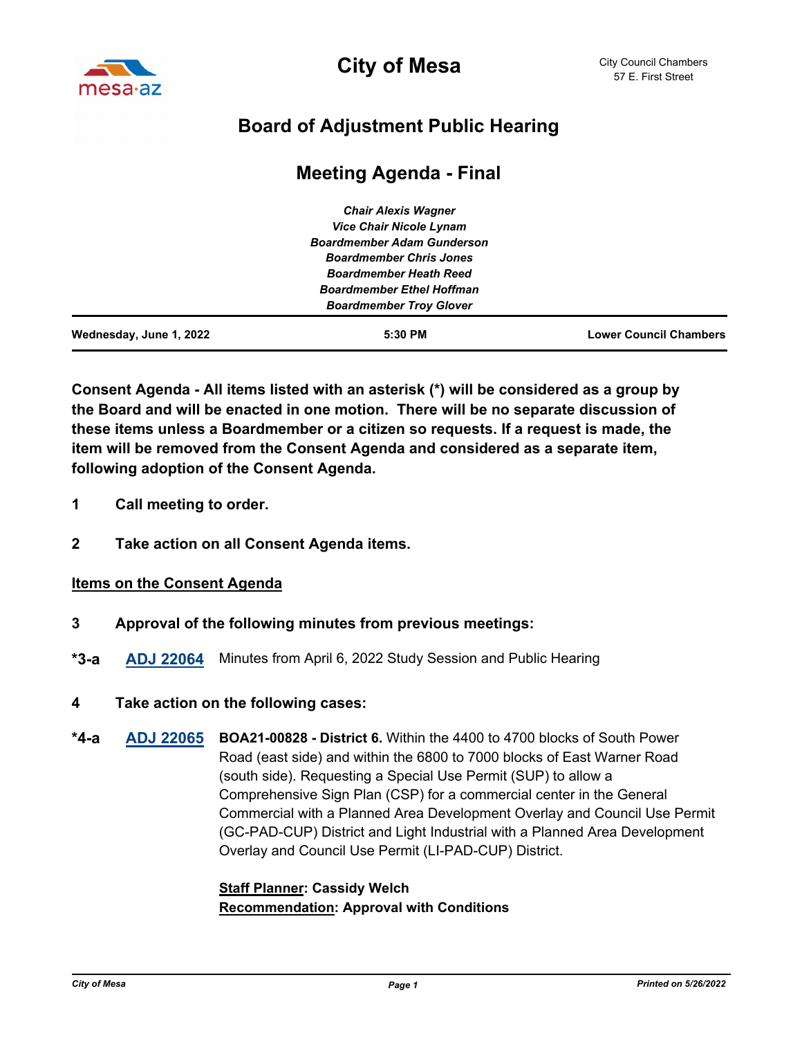# City of Mesa

City Council Chambers
57 E. First Street

## Board of Adjustment Public Hearing

## Meeting Agenda - Final

*Chair Alexis Wagner*
*Vice Chair Nicole Lynam*
*Boardmember Adam Gunderson*
*Boardmember Chris Jones*
*Boardmember Heath Reed*
*Boardmember Ethel Hoffman*
*Boardmember Troy Glover*

**Wednesday, June 1, 2022** | **5:30 PM** | **Lower Council Chambers**

**Consent Agenda - All items listed with an asterisk (*) will be considered as a group by the Board and will be enacted in one motion. There will be no separate discussion of these items unless a Boardmember or a citizen so requests. If a request is made, the item will be removed from the Consent Agenda and considered as a separate item, following adoption of the Consent Agenda.**

**1 Call meeting to order.**

**2 Take action on all Consent Agenda items.**

**Items on the Consent Agenda**

**3 Approval of the following minutes from previous meetings:**

**\*3-a** **ADJ 22064** Minutes from April 6, 2022 Study Session and Public Hearing

**4 Take action on the following cases:**

**\*4-a** **ADJ 22065** **BOA21-00828 - District 6.** Within the 4400 to 4700 blocks of South Power Road (east side) and within the 6800 to 7000 blocks of East Warner Road (south side). Requesting a Special Use Permit (SUP) to allow a Comprehensive Sign Plan (CSP) for a commercial center in the General Commercial with a Planned Area Development Overlay and Council Use Permit (GC-PAD-CUP) District and Light Industrial with a Planned Area Development Overlay and Council Use Permit (LI-PAD-CUP) District.

**Staff Planner: Cassidy Welch**
**Recommendation: Approval with Conditions**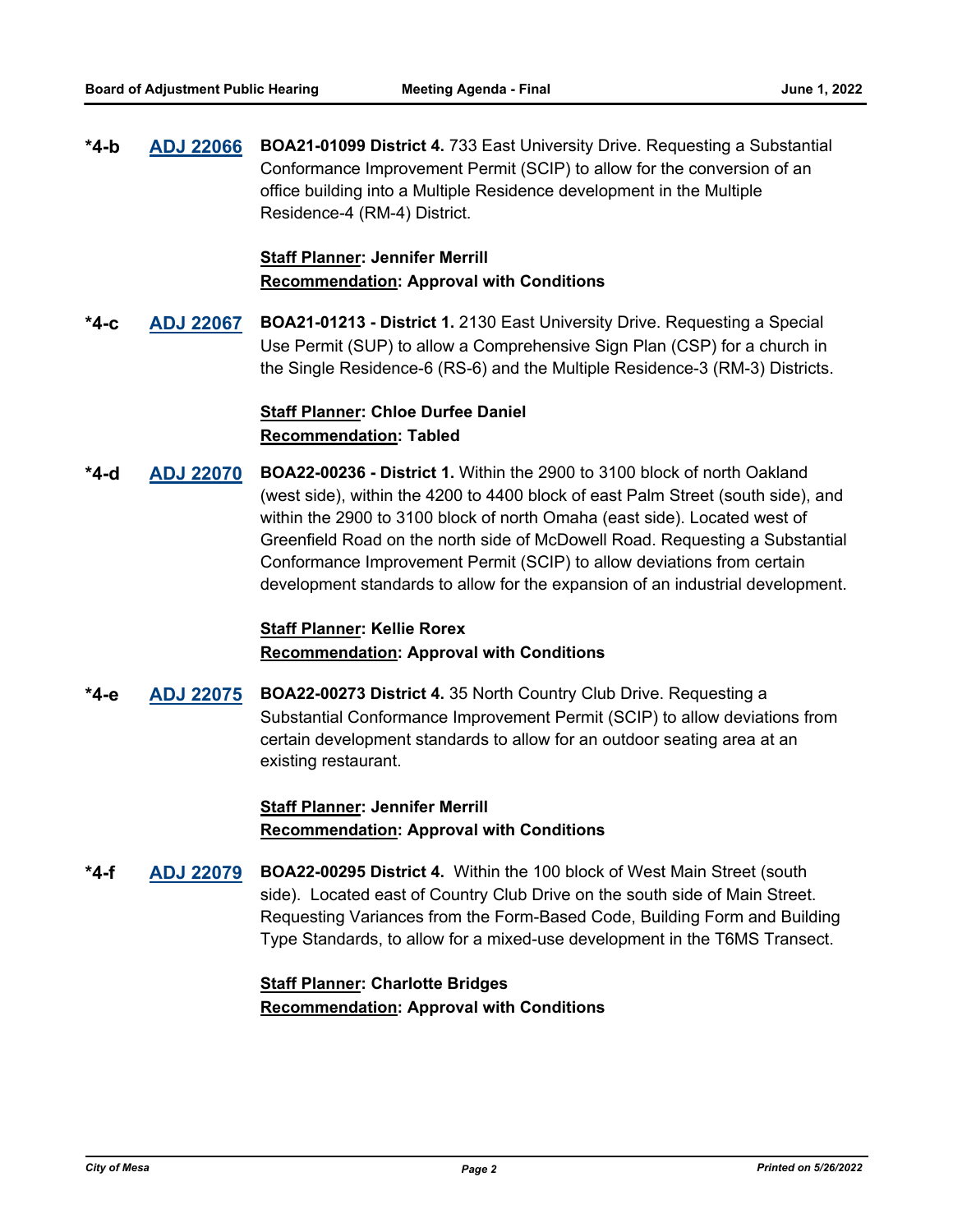**\*4-b** **ADJ 22066** **BOA21-01099 District 4.** 733 East University Drive. Requesting a Substantial Conformance Improvement Permit (SCIP) to allow for the conversion of an office building into a Multiple Residence development in the Multiple Residence-4 (RM-4) District.

**Staff Planner: Jennifer Merrill**
**Recommendation: Approval with Conditions**

**\*4-c** **ADJ 22067** **BOA21-01213 - District 1.** 2130 East University Drive. Requesting a Special Use Permit (SUP) to allow a Comprehensive Sign Plan (CSP) for a church in the Single Residence-6 (RS-6) and the Multiple Residence-3 (RM-3) Districts.

**Staff Planner: Chloe Durfee Daniel**
**Recommendation: Tabled**

**\*4-d** **ADJ 22070** **BOA22-00236 - District 1.** Within the 2900 to 3100 block of north Oakland (west side), within the 4200 to 4400 block of east Palm Street (south side), and within the 2900 to 3100 block of north Omaha (east side). Located west of Greenfield Road on the north side of McDowell Road. Requesting a Substantial Conformance Improvement Permit (SCIP) to allow deviations from certain development standards to allow for the expansion of an industrial development.

**Staff Planner: Kellie Rorex**
**Recommendation: Approval with Conditions**

**\*4-e** **ADJ 22075** **BOA22-00273 District 4.** 35 North Country Club Drive. Requesting a Substantial Conformance Improvement Permit (SCIP) to allow deviations from certain development standards to allow for an outdoor seating area at an existing restaurant.

**Staff Planner: Jennifer Merrill**
**Recommendation: Approval with Conditions**

**\*4-f** **ADJ 22079** **BOA22-00295 District 4.** Within the 100 block of West Main Street (south side). Located east of Country Club Drive on the south side of Main Street. Requesting Variances from the Form-Based Code, Building Form and Building Type Standards, to allow for a mixed-use development in the T6MS Transect.

**Staff Planner: Charlotte Bridges**
**Recommendation: Approval with Conditions**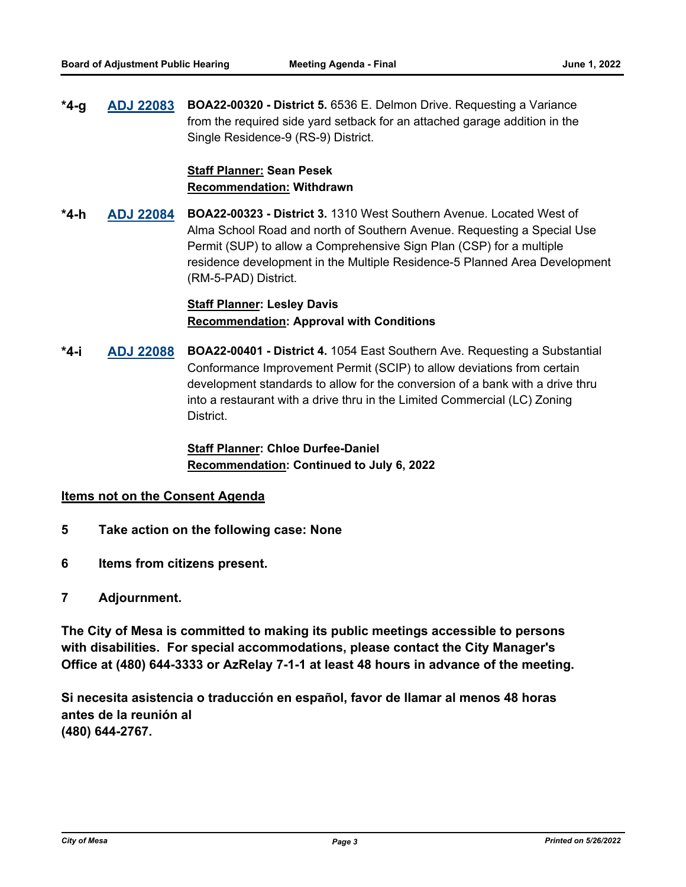**\*4-g** **ADJ 22083** **BOA22-00320 - District 5.** 6536 E. Delmon Drive. Requesting a Variance from the required side yard setback for an attached garage addition in the Single Residence-9 (RS-9) District.

**<u>Staff Planner:</u> Sean Pesek**
**<u>Recommendation:</u> Withdrawn**

**\*4-h** **ADJ 22084** **BOA22-00323 - District 3.** 1310 West Southern Avenue. Located West of Alma School Road and north of Southern Avenue. Requesting a Special Use Permit (SUP) to allow a Comprehensive Sign Plan (CSP) for a multiple residence development in the Multiple Residence-5 Planned Area Development (RM-5-PAD) District.

**<u>Staff Planner</u>: Lesley Davis**
**<u>Recommendation</u>: Approval with Conditions**

**\*4-i** **ADJ 22088** **BOA22-00401 - District 4.** 1054 East Southern Ave. Requesting a Substantial Conformance Improvement Permit (SCIP) to allow deviations from certain development standards to allow for the conversion of a bank with a drive thru into a restaurant with a drive thru in the Limited Commercial (LC) Zoning District.

**<u>Staff Planner</u>: Chloe Durfee-Daniel**
**<u>Recommendation</u>: Continued to July 6, 2022**

**<u>Items not on the Consent Agenda</u>**

**5 Take action on the following case: None**

**6 Items from citizens present.**

**7 Adjournment.**

**The City of Mesa is committed to making its public meetings accessible to persons with disabilities. For special accommodations, please contact the City Manager's Office at (480) 644-3333 or AzRelay 7-1-1 at least 48 hours in advance of the meeting.**

**Si necesita asistencia o traducción en español, favor de llamar al menos 48 horas antes de la reunión al (480) 644-2767.**